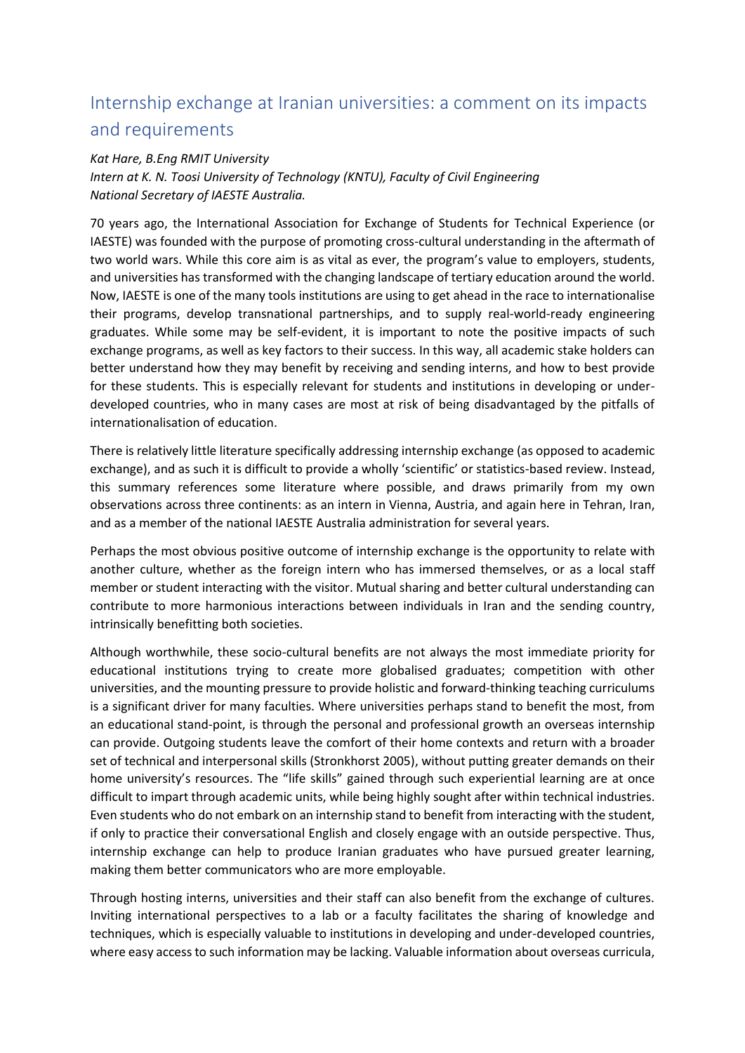# Internship exchange at Iranian universities: a comment on its impacts and requirements

*Kat Hare, B.Eng RMIT University*
*Intern at K. N. Toosi University of Technology (KNTU), Faculty of Civil Engineering*
*National Secretary of IAESTE Australia.*

70 years ago, the International Association for Exchange of Students for Technical Experience (or IAESTE) was founded with the purpose of promoting cross-cultural understanding in the aftermath of two world wars. While this core aim is as vital as ever, the program's value to employers, students, and universities has transformed with the changing landscape of tertiary education around the world. Now, IAESTE is one of the many tools institutions are using to get ahead in the race to internationalise their programs, develop transnational partnerships, and to supply real-world-ready engineering graduates. While some may be self-evident, it is important to note the positive impacts of such exchange programs, as well as key factors to their success. In this way, all academic stake holders can better understand how they may benefit by receiving and sending interns, and how to best provide for these students. This is especially relevant for students and institutions in developing or under-developed countries, who in many cases are most at risk of being disadvantaged by the pitfalls of internationalisation of education.

There is relatively little literature specifically addressing internship exchange (as opposed to academic exchange), and as such it is difficult to provide a wholly 'scientific' or statistics-based review. Instead, this summary references some literature where possible, and draws primarily from my own observations across three continents: as an intern in Vienna, Austria, and again here in Tehran, Iran, and as a member of the national IAESTE Australia administration for several years.

Perhaps the most obvious positive outcome of internship exchange is the opportunity to relate with another culture, whether as the foreign intern who has immersed themselves, or as a local staff member or student interacting with the visitor. Mutual sharing and better cultural understanding can contribute to more harmonious interactions between individuals in Iran and the sending country, intrinsically benefitting both societies.

Although worthwhile, these socio-cultural benefits are not always the most immediate priority for educational institutions trying to create more globalised graduates; competition with other universities, and the mounting pressure to provide holistic and forward-thinking teaching curriculums is a significant driver for many faculties. Where universities perhaps stand to benefit the most, from an educational stand-point, is through the personal and professional growth an overseas internship can provide. Outgoing students leave the comfort of their home contexts and return with a broader set of technical and interpersonal skills (Stronkhorst 2005), without putting greater demands on their home university's resources. The "life skills" gained through such experiential learning are at once difficult to impart through academic units, while being highly sought after within technical industries. Even students who do not embark on an internship stand to benefit from interacting with the student, if only to practice their conversational English and closely engage with an outside perspective. Thus, internship exchange can help to produce Iranian graduates who have pursued greater learning, making them better communicators who are more employable.

Through hosting interns, universities and their staff can also benefit from the exchange of cultures. Inviting international perspectives to a lab or a faculty facilitates the sharing of knowledge and techniques, which is especially valuable to institutions in developing and under-developed countries, where easy access to such information may be lacking. Valuable information about overseas curricula,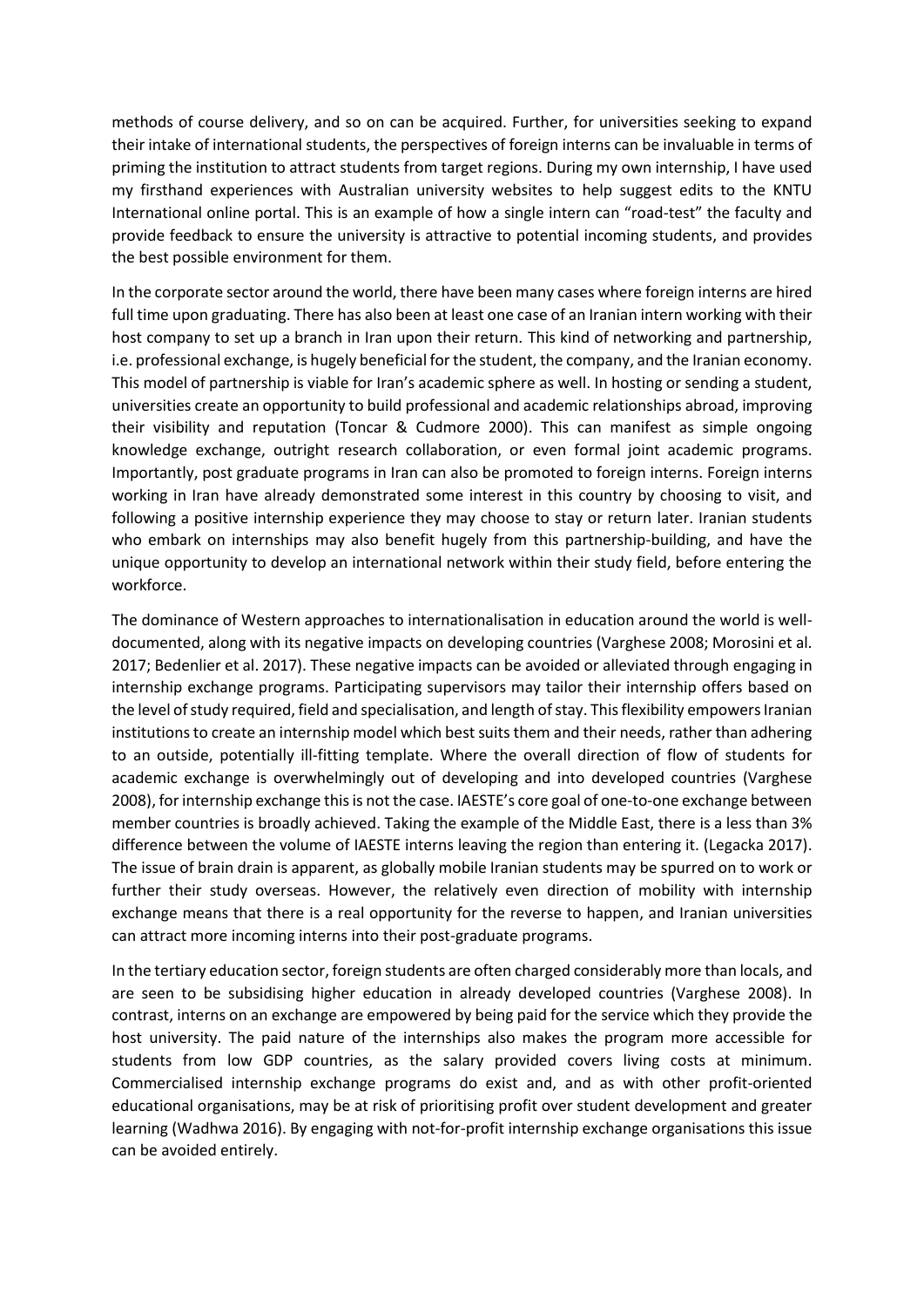methods of course delivery, and so on can be acquired. Further, for universities seeking to expand their intake of international students, the perspectives of foreign interns can be invaluable in terms of priming the institution to attract students from target regions. During my own internship, I have used my firsthand experiences with Australian university websites to help suggest edits to the KNTU International online portal. This is an example of how a single intern can "road-test" the faculty and provide feedback to ensure the university is attractive to potential incoming students, and provides the best possible environment for them.

In the corporate sector around the world, there have been many cases where foreign interns are hired full time upon graduating. There has also been at least one case of an Iranian intern working with their host company to set up a branch in Iran upon their return. This kind of networking and partnership, i.e. professional exchange, is hugely beneficial for the student, the company, and the Iranian economy. This model of partnership is viable for Iran's academic sphere as well. In hosting or sending a student, universities create an opportunity to build professional and academic relationships abroad, improving their visibility and reputation (Toncar & Cudmore 2000). This can manifest as simple ongoing knowledge exchange, outright research collaboration, or even formal joint academic programs. Importantly, post graduate programs in Iran can also be promoted to foreign interns. Foreign interns working in Iran have already demonstrated some interest in this country by choosing to visit, and following a positive internship experience they may choose to stay or return later. Iranian students who embark on internships may also benefit hugely from this partnership-building, and have the unique opportunity to develop an international network within their study field, before entering the workforce.

The dominance of Western approaches to internationalisation in education around the world is well-documented, along with its negative impacts on developing countries (Varghese 2008; Morosini et al. 2017; Bedenlier et al. 2017). These negative impacts can be avoided or alleviated through engaging in internship exchange programs. Participating supervisors may tailor their internship offers based on the level of study required, field and specialisation, and length of stay. This flexibility empowers Iranian institutions to create an internship model which best suits them and their needs, rather than adhering to an outside, potentially ill-fitting template. Where the overall direction of flow of students for academic exchange is overwhelmingly out of developing and into developed countries (Varghese 2008), for internship exchange this is not the case. IAESTE's core goal of one-to-one exchange between member countries is broadly achieved. Taking the example of the Middle East, there is a less than 3% difference between the volume of IAESTE interns leaving the region than entering it. (Legacka 2017). The issue of brain drain is apparent, as globally mobile Iranian students may be spurred on to work or further their study overseas. However, the relatively even direction of mobility with internship exchange means that there is a real opportunity for the reverse to happen, and Iranian universities can attract more incoming interns into their post-graduate programs.

In the tertiary education sector, foreign students are often charged considerably more than locals, and are seen to be subsidising higher education in already developed countries (Varghese 2008). In contrast, interns on an exchange are empowered by being paid for the service which they provide the host university. The paid nature of the internships also makes the program more accessible for students from low GDP countries, as the salary provided covers living costs at minimum. Commercialised internship exchange programs do exist and, and as with other profit-oriented educational organisations, may be at risk of prioritising profit over student development and greater learning (Wadhwa 2016). By engaging with not-for-profit internship exchange organisations this issue can be avoided entirely.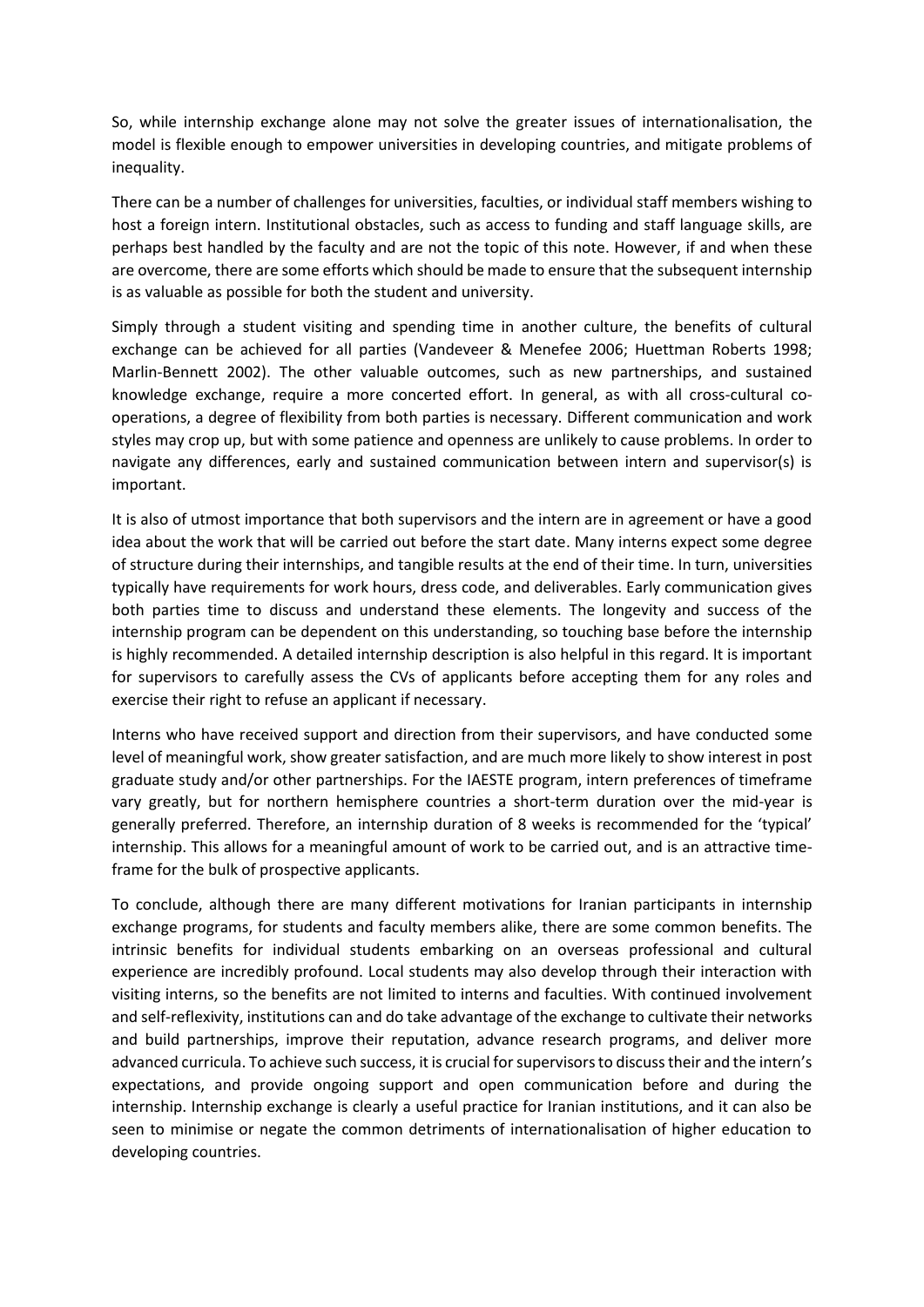So, while internship exchange alone may not solve the greater issues of internationalisation, the model is flexible enough to empower universities in developing countries, and mitigate problems of inequality.

There can be a number of challenges for universities, faculties, or individual staff members wishing to host a foreign intern. Institutional obstacles, such as access to funding and staff language skills, are perhaps best handled by the faculty and are not the topic of this note. However, if and when these are overcome, there are some efforts which should be made to ensure that the subsequent internship is as valuable as possible for both the student and university.

Simply through a student visiting and spending time in another culture, the benefits of cultural exchange can be achieved for all parties (Vandeveer & Menefee 2006; Huettman Roberts 1998; Marlin-Bennett 2002). The other valuable outcomes, such as new partnerships, and sustained knowledge exchange, require a more concerted effort. In general, as with all cross-cultural co-operations, a degree of flexibility from both parties is necessary. Different communication and work styles may crop up, but with some patience and openness are unlikely to cause problems. In order to navigate any differences, early and sustained communication between intern and supervisor(s) is important.

It is also of utmost importance that both supervisors and the intern are in agreement or have a good idea about the work that will be carried out before the start date. Many interns expect some degree of structure during their internships, and tangible results at the end of their time. In turn, universities typically have requirements for work hours, dress code, and deliverables. Early communication gives both parties time to discuss and understand these elements. The longevity and success of the internship program can be dependent on this understanding, so touching base before the internship is highly recommended. A detailed internship description is also helpful in this regard. It is important for supervisors to carefully assess the CVs of applicants before accepting them for any roles and exercise their right to refuse an applicant if necessary.

Interns who have received support and direction from their supervisors, and have conducted some level of meaningful work, show greater satisfaction, and are much more likely to show interest in post graduate study and/or other partnerships. For the IAESTE program, intern preferences of timeframe vary greatly, but for northern hemisphere countries a short-term duration over the mid-year is generally preferred. Therefore, an internship duration of 8 weeks is recommended for the 'typical' internship. This allows for a meaningful amount of work to be carried out, and is an attractive time-frame for the bulk of prospective applicants.

To conclude, although there are many different motivations for Iranian participants in internship exchange programs, for students and faculty members alike, there are some common benefits. The intrinsic benefits for individual students embarking on an overseas professional and cultural experience are incredibly profound. Local students may also develop through their interaction with visiting interns, so the benefits are not limited to interns and faculties. With continued involvement and self-reflexivity, institutions can and do take advantage of the exchange to cultivate their networks and build partnerships, improve their reputation, advance research programs, and deliver more advanced curricula. To achieve such success, it is crucial for supervisors to discuss their and the intern's expectations, and provide ongoing support and open communication before and during the internship. Internship exchange is clearly a useful practice for Iranian institutions, and it can also be seen to minimise or negate the common detriments of internationalisation of higher education to developing countries.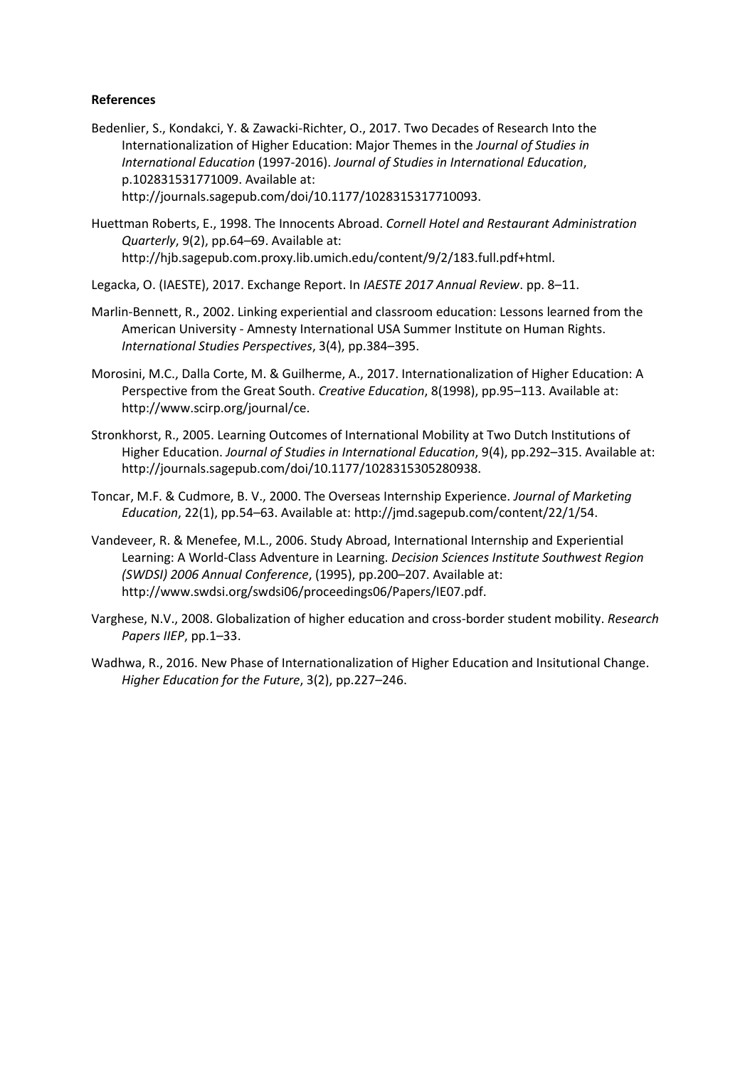**References**

Bedenlier, S., Kondakci, Y. & Zawacki-Richter, O., 2017. Two Decades of Research Into the Internationalization of Higher Education: Major Themes in the *Journal of Studies in International Education* (1997-2016). *Journal of Studies in International Education*, p.102831531771009. Available at: http://journals.sagepub.com/doi/10.1177/1028315317710093.

Huettman Roberts, E., 1998. The Innocents Abroad. *Cornell Hotel and Restaurant Administration Quarterly*, 9(2), pp.64–69. Available at: http://hjb.sagepub.com.proxy.lib.umich.edu/content/9/2/183.full.pdf+html.

Legacka, O. (IAESTE), 2017. Exchange Report. In *IAESTE 2017 Annual Review*. pp. 8–11.

Marlin-Bennett, R., 2002. Linking experiential and classroom education: Lessons learned from the American University - Amnesty International USA Summer Institute on Human Rights. *International Studies Perspectives*, 3(4), pp.384–395.

Morosini, M.C., Dalla Corte, M. & Guilherme, A., 2017. Internationalization of Higher Education: A Perspective from the Great South. *Creative Education*, 8(1998), pp.95–113. Available at: http://www.scirp.org/journal/ce.

Stronkhorst, R., 2005. Learning Outcomes of International Mobility at Two Dutch Institutions of Higher Education. *Journal of Studies in International Education*, 9(4), pp.292–315. Available at: http://journals.sagepub.com/doi/10.1177/1028315305280938.

Toncar, M.F. & Cudmore, B. V., 2000. The Overseas Internship Experience. *Journal of Marketing Education*, 22(1), pp.54–63. Available at: http://jmd.sagepub.com/content/22/1/54.

Vandeveer, R. & Menefee, M.L., 2006. Study Abroad, International Internship and Experiential Learning: A World-Class Adventure in Learning. *Decision Sciences Institute Southwest Region (SWDSI) 2006 Annual Conference*, (1995), pp.200–207. Available at: http://www.swdsi.org/swdsi06/proceedings06/Papers/IE07.pdf.

Varghese, N.V., 2008. Globalization of higher education and cross-border student mobility. *Research Papers IIEP*, pp.1–33.

Wadhwa, R., 2016. New Phase of Internationalization of Higher Education and Insitutional Change. *Higher Education for the Future*, 3(2), pp.227–246.